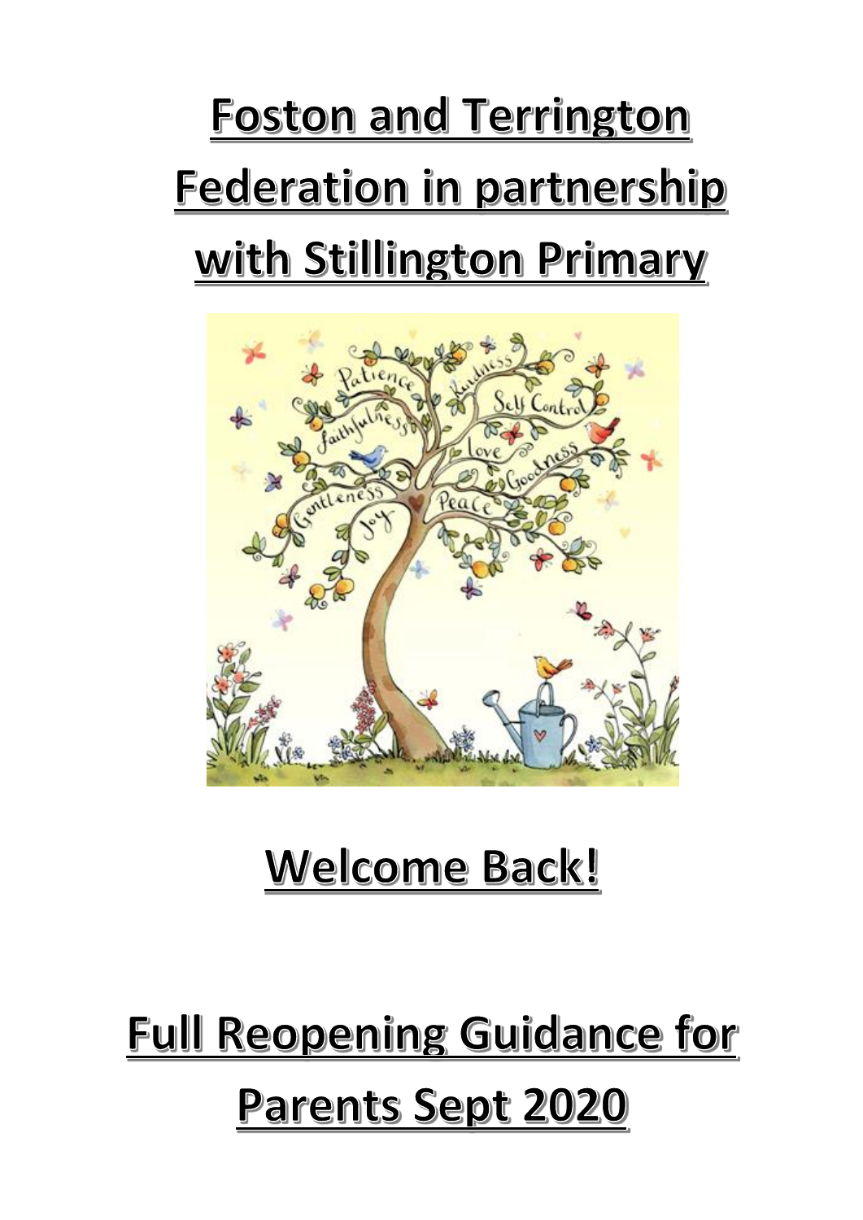# Foston and Terrington Federation in partnership with Stillington Primary

# Welcome Back!

# Full Reopening Guidance for Parents Sept 2020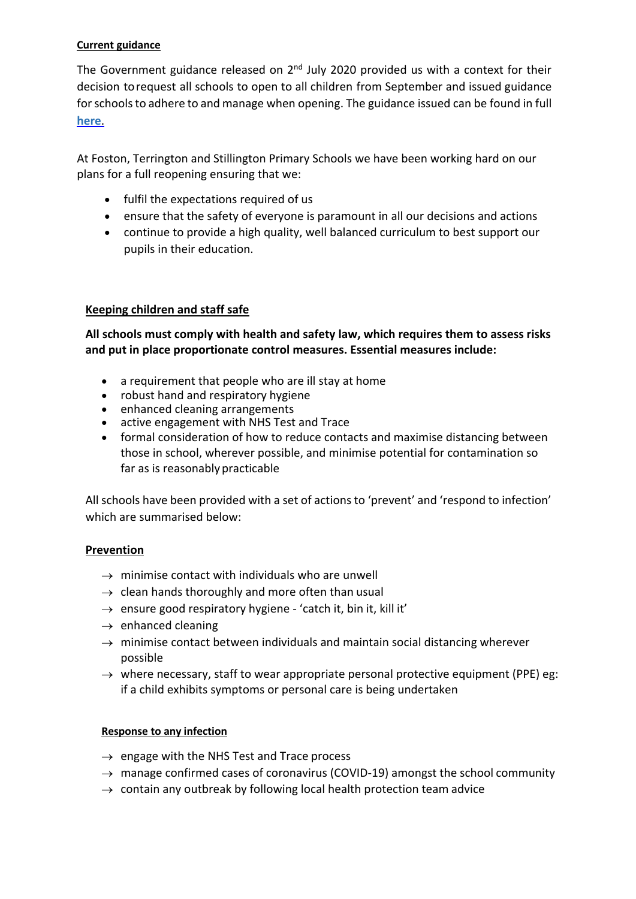## Current guidance

The Government guidance released on 2nd July 2020 provided us with a context for their decision to request all schools to open to all children from September and issued guidance for schools to adhere to and manage when opening. The guidance issued can be found in full **here**.

At Foston, Terrington and Stillington Primary Schools we have been working hard on our plans for a full reopening ensuring that we:

- fulfil the expectations required of us
- ensure that the safety of everyone is paramount in all our decisions and actions
- continue to provide a high quality, well balanced curriculum to best support our pupils in their education.

## Keeping children and staff safe

**All schools must comply with health and safety law, which requires them to assess risks and put in place proportionate control measures. Essential measures include:**

- a requirement that people who are ill stay at home
- robust hand and respiratory hygiene
- enhanced cleaning arrangements
- active engagement with NHS Test and Trace
- formal consideration of how to reduce contacts and maximise distancing between those in school, wherever possible, and minimise potential for contamination so far as is reasonably practicable

All schools have been provided with a set of actions to 'prevent' and 'respond to infection' which are summarised below:

### Prevention

- → minimise contact with individuals who are unwell
- → clean hands thoroughly and more often than usual
- → ensure good respiratory hygiene - 'catch it, bin it, kill it'
- → enhanced cleaning
- → minimise contact between individuals and maintain social distancing wherever possible
- → where necessary, staff to wear appropriate personal protective equipment (PPE) eg: if a child exhibits symptoms or personal care is being undertaken

### Response to any infection

- → engage with the NHS Test and Trace process
- → manage confirmed cases of coronavirus (COVID-19) amongst the school community
- → contain any outbreak by following local health protection team advice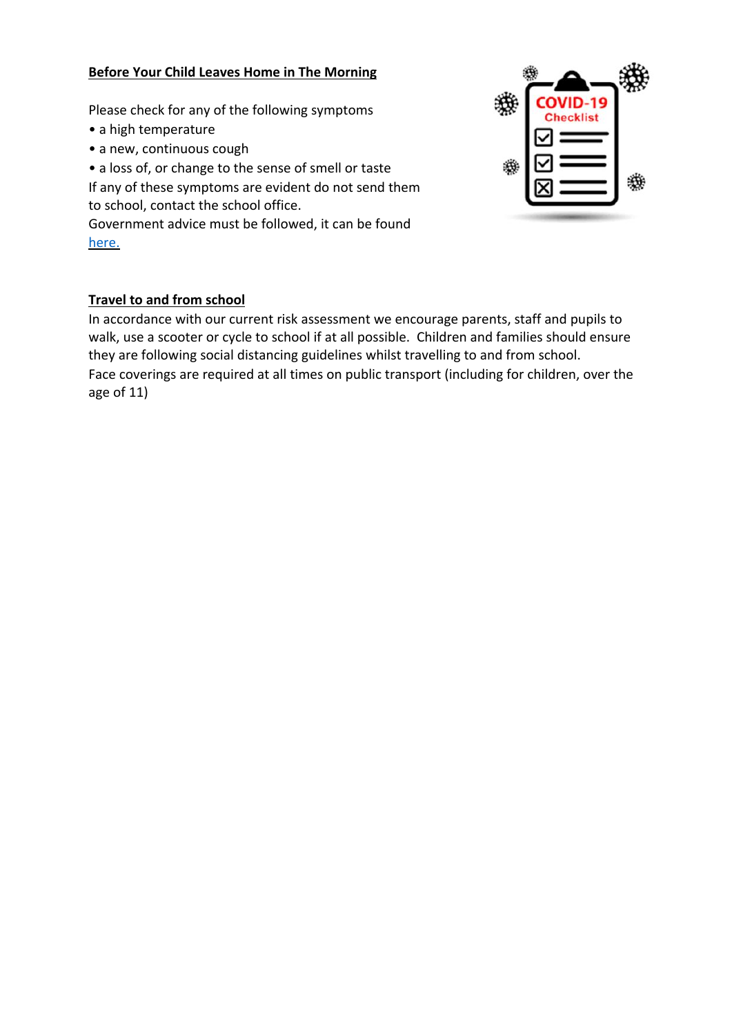**Before Your Child Leaves Home in The Morning**

Please check for any of the following symptoms

- a high temperature
- a new, continuous cough
- a loss of, or change to the sense of smell or taste

If any of these symptoms are evident do not send them to school, contact the school office.

Government advice must be followed, it can be found here.

**Travel to and from school**

In accordance with our current risk assessment we encourage parents, staff and pupils to walk, use a scooter or cycle to school if at all possible. Children and families should ensure they are following social distancing guidelines whilst travelling to and from school.

Face coverings are required at all times on public transport (including for children, over the age of 11)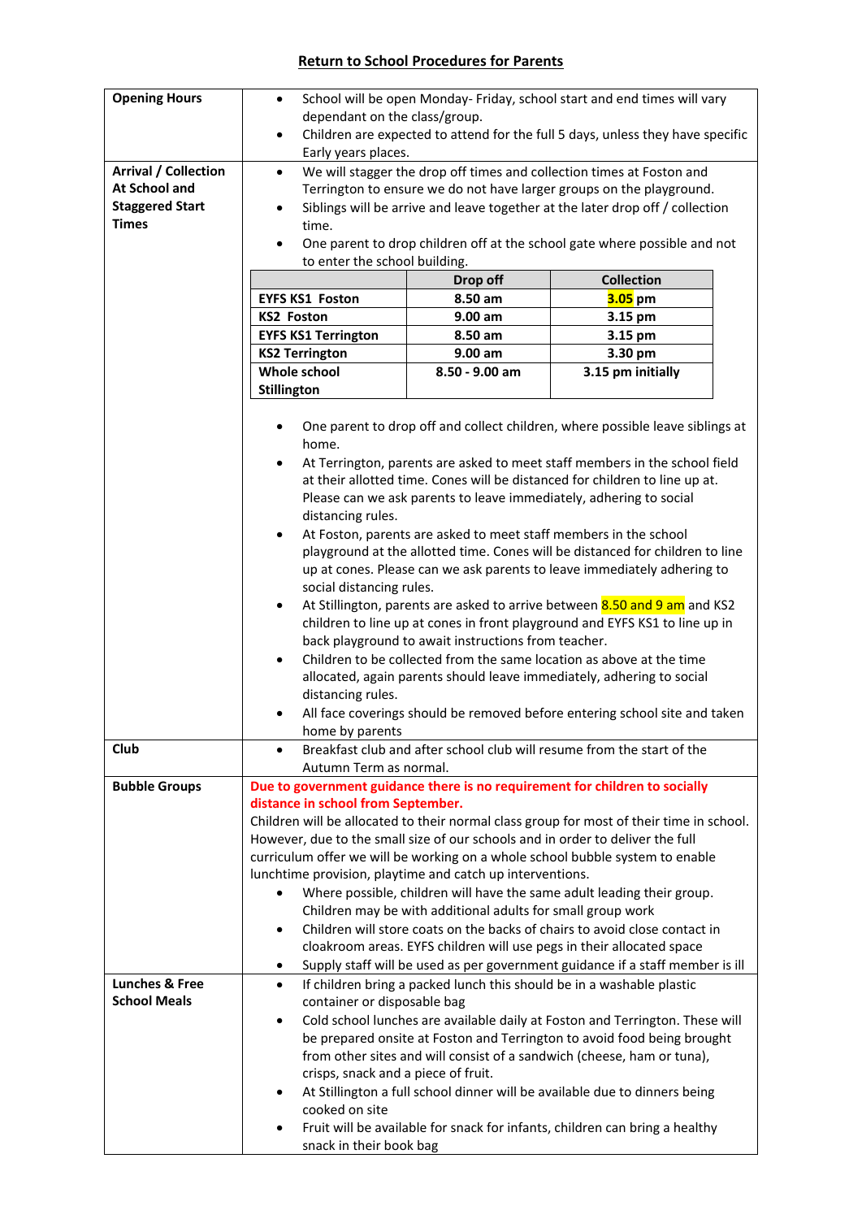## Return to School Procedures for Parents

| | |
|---|---|
| **Opening Hours** | • School will be open Monday- Friday, school start and end times will vary dependant on the class/group.<br>• Children are expected to attend for the full 5 days, unless they have specific Early years places. |
| **Arrival / Collection At School and Staggered Start Times** | • We will stagger the drop off times and collection times at Foston and Terrington to ensure we do not have larger groups on the playground.<br>• Siblings will be arrive and leave together at the later drop off / collection time.<br>• One parent to drop children off at the school gate where possible and not to enter the school building. |

| | Drop off | Collection |
|---|---|---|
| **EYFS KS1 Foston** | **8.50 am** | **3.05 pm** |
| **KS2 Foston** | **9.00 am** | **3.15 pm** |
| **EYFS KS1 Terrington** | **8.50 am** | **3.15 pm** |
| **KS2 Terrington** | **9.00 am** | **3.30 pm** |
| **Whole school Stillington** | **8.50 - 9.00 am** | **3.15 pm initially** |

- One parent to drop off and collect children, where possible leave siblings at home.
- At Terrington, parents are asked to meet staff members in the school field at their allotted time. Cones will be distanced for children to line up at. Please can we ask parents to leave immediately, adhering to social distancing rules.
- At Foston, parents are asked to meet staff members in the school playground at the allotted time. Cones will be distanced for children to line up at cones. Please can we ask parents to leave immediately adhering to social distancing rules.
- At Stillington, parents are asked to arrive between 8.50 and 9 am and KS2 children to line up at cones in front playground and EYFS KS1 to line up in back playground to await instructions from teacher.
- Children to be collected from the same location as above at the time allocated, again parents should leave immediately, adhering to social distancing rules.
- All face coverings should be removed before entering school site and taken home by parents

| | |
|---|---|
| **Club** | • Breakfast club and after school club will resume from the start of the Autumn Term as normal. |
| **Bubble Groups** | **Due to government guidance there is no requirement for children to socially distance in school from September.**<br>Children will be allocated to their normal class group for most of their time in school. However, due to the small size of our schools and in order to deliver the full curriculum offer we will be working on a whole school bubble system to enable lunchtime provision, playtime and catch up interventions.<br>• Where possible, children will have the same adult leading their group. Children may be with additional adults for small group work<br>• Children will store coats on the backs of chairs to avoid close contact in cloakroom areas. EYFS children will use pegs in their allocated space<br>• Supply staff will be used as per government guidance if a staff member is ill |
| **Lunches & Free School Meals** | • If children bring a packed lunch this should be in a washable plastic container or disposable bag<br>• Cold school lunches are available daily at Foston and Terrington. These will be prepared onsite at Foston and Terrington to avoid food being brought from other sites and will consist of a sandwich (cheese, ham or tuna), crisps, snack and a piece of fruit.<br>• At Stillington a full school dinner will be available due to dinners being cooked on site<br>• Fruit will be available for snack for infants, children can bring a healthy snack in their book bag |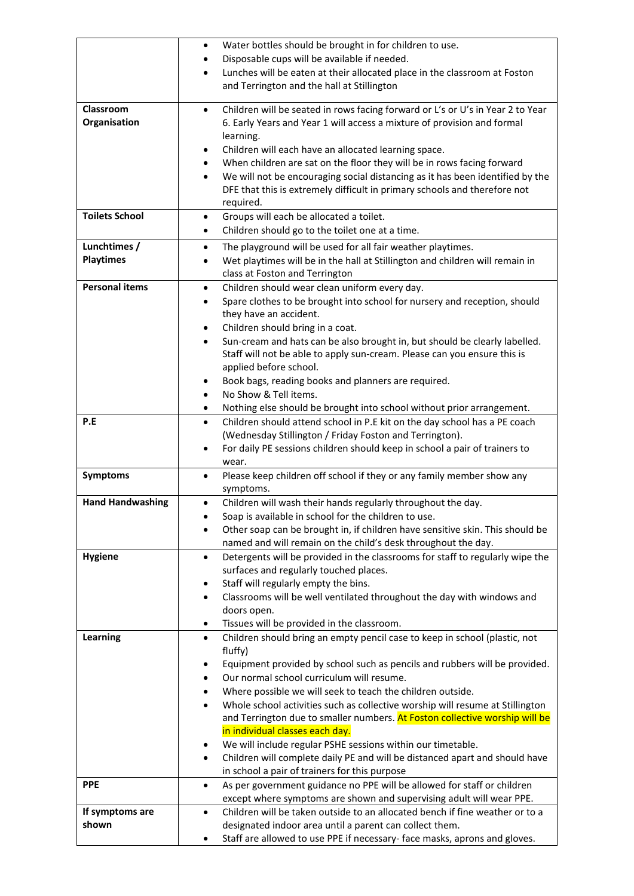| | |
|---|---|
| | • Water bottles should be brought in for children to use.<br>• Disposable cups will be available if needed.<br>• Lunches will be eaten at their allocated place in the classroom at Foston and Terrington and the hall at Stillington |
| **Classroom Organisation** | • Children will be seated in rows facing forward or L's or U's in Year 2 to Year 6. Early Years and Year 1 will access a mixture of provision and formal learning.<br>• Children will each have an allocated learning space.<br>• When children are sat on the floor they will be in rows facing forward<br>• We will not be encouraging social distancing as it has been identified by the DFE that this is extremely difficult in primary schools and therefore not required. |
| **Toilets School** | • Groups will each be allocated a toilet.<br>• Children should go to the toilet one at a time. |
| **Lunchtimes / Playtimes** | • The playground will be used for all fair weather playtimes.<br>• Wet playtimes will be in the hall at Stillington and children will remain in class at Foston and Terrington |
| **Personal items** | • Children should wear clean uniform every day.<br>• Spare clothes to be brought into school for nursery and reception, should they have an accident.<br>• Children should bring in a coat.<br>• Sun-cream and hats can be also brought in, but should be clearly labelled. Staff will not be able to apply sun-cream. Please can you ensure this is applied before school.<br>• Book bags, reading books and planners are required.<br>• No Show & Tell items.<br>• Nothing else should be brought into school without prior arrangement. |
| **P.E** | • Children should attend school in P.E kit on the day school has a PE coach (Wednesday Stillington / Friday Foston and Terrington).<br>• For daily PE sessions children should keep in school a pair of trainers to wear. |
| **Symptoms** | • Please keep children off school if they or any family member show any symptoms. |
| **Hand Handwashing** | • Children will wash their hands regularly throughout the day.<br>• Soap is available in school for the children to use.<br>• Other soap can be brought in, if children have sensitive skin. This should be named and will remain on the child's desk throughout the day. |
| **Hygiene** | • Detergents will be provided in the classrooms for staff to regularly wipe the surfaces and regularly touched places.<br>• Staff will regularly empty the bins.<br>• Classrooms will be well ventilated throughout the day with windows and doors open.<br>• Tissues will be provided in the classroom. |
| **Learning** | • Children should bring an empty pencil case to keep in school (plastic, not fluffy)<br>• Equipment provided by school such as pencils and rubbers will be provided.<br>• Our normal school curriculum will resume.<br>• Where possible we will seek to teach the children outside.<br>• Whole school activities such as collective worship will resume at Stillington and Terrington due to smaller numbers. At Foston collective worship will be in individual classes each day.<br>• We will include regular PSHE sessions within our timetable.<br>• Children will complete daily PE and will be distanced apart and should have in school a pair of trainers for this purpose |
| **PPE** | • As per government guidance no PPE will be allowed for staff or children except where symptoms are shown and supervising adult will wear PPE. |
| **If symptoms are shown** | • Children will be taken outside to an allocated bench if fine weather or to a designated indoor area until a parent can collect them.<br>• Staff are allowed to use PPE if necessary- face masks, aprons and gloves. |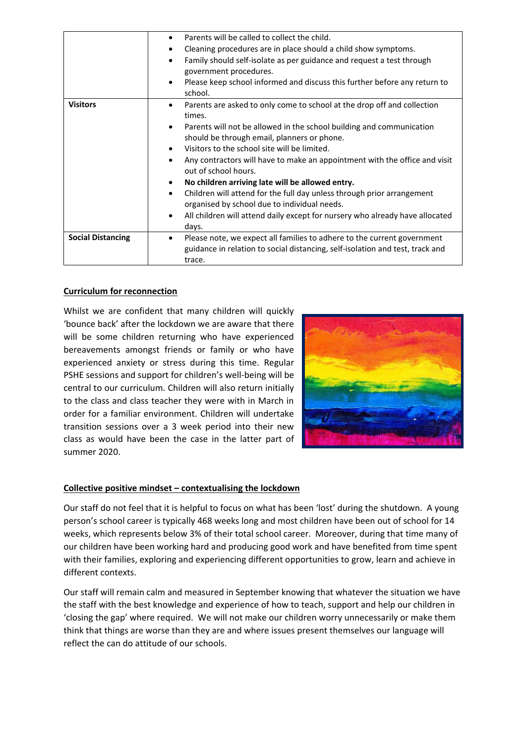| | |
|---|---|
| | • Parents will be called to collect the child.<br>• Cleaning procedures are in place should a child show symptoms.<br>• Family should self-isolate as per guidance and request a test through government procedures.<br>• Please keep school informed and discuss this further before any return to school. |
| **Visitors** | • Parents are asked to only come to school at the drop off and collection times.<br>• Parents will not be allowed in the school building and communication should be through email, planners or phone.<br>• Visitors to the school site will be limited.<br>• Any contractors will have to make an appointment with the office and visit out of school hours.<br>• **No children arriving late will be allowed entry.**<br>• Children will attend for the full day unless through prior arrangement organised by school due to individual needs.<br>• All children will attend daily except for nursery who already have allocated days. |
| **Social Distancing** | • Please note, we expect all families to adhere to the current government guidance in relation to social distancing, self-isolation and test, track and trace. |

**<u>Curriculum for reconnection</u>**

Whilst we are confident that many children will quickly 'bounce back' after the lockdown we are aware that there will be some children returning who have experienced bereavements amongst friends or family or who have experienced anxiety or stress during this time. Regular PSHE sessions and support for children's well-being will be central to our curriculum. Children will also return initially to the class and class teacher they were with in March in order for a familiar environment. Children will undertake transition sessions over a 3 week period into their new class as would have been the case in the latter part of summer 2020.

**<u>Collective positive mindset – contextualising the lockdown</u>**

Our staff do not feel that it is helpful to focus on what has been 'lost' during the shutdown. A young person's school career is typically 468 weeks long and most children have been out of school for 14 weeks, which represents below 3% of their total school career. Moreover, during that time many of our children have been working hard and producing good work and have benefited from time spent with their families, exploring and experiencing different opportunities to grow, learn and achieve in different contexts.

Our staff will remain calm and measured in September knowing that whatever the situation we have the staff with the best knowledge and experience of how to teach, support and help our children in 'closing the gap' where required. We will not make our children worry unnecessarily or make them think that things are worse than they are and where issues present themselves our language will reflect the can do attitude of our schools.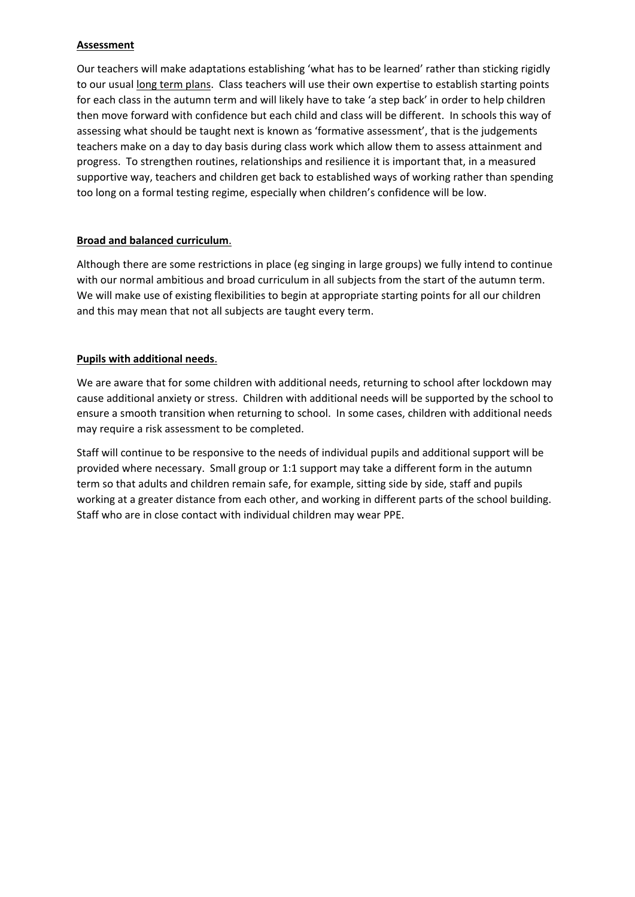## Assessment

Our teachers will make adaptations establishing 'what has to be learned' rather than sticking rigidly to our usual long term plans. Class teachers will use their own expertise to establish starting points for each class in the autumn term and will likely have to take 'a step back' in order to help children then move forward with confidence but each child and class will be different. In schools this way of assessing what should be taught next is known as 'formative assessment', that is the judgements teachers make on a day to day basis during class work which allow them to assess attainment and progress. To strengthen routines, relationships and resilience it is important that, in a measured supportive way, teachers and children get back to established ways of working rather than spending too long on a formal testing regime, especially when children's confidence will be low.

## Broad and balanced curriculum.

Although there are some restrictions in place (eg singing in large groups) we fully intend to continue with our normal ambitious and broad curriculum in all subjects from the start of the autumn term. We will make use of existing flexibilities to begin at appropriate starting points for all our children and this may mean that not all subjects are taught every term.

## Pupils with additional needs.

We are aware that for some children with additional needs, returning to school after lockdown may cause additional anxiety or stress. Children with additional needs will be supported by the school to ensure a smooth transition when returning to school. In some cases, children with additional needs may require a risk assessment to be completed.

Staff will continue to be responsive to the needs of individual pupils and additional support will be provided where necessary. Small group or 1:1 support may take a different form in the autumn term so that adults and children remain safe, for example, sitting side by side, staff and pupils working at a greater distance from each other, and working in different parts of the school building. Staff who are in close contact with individual children may wear PPE.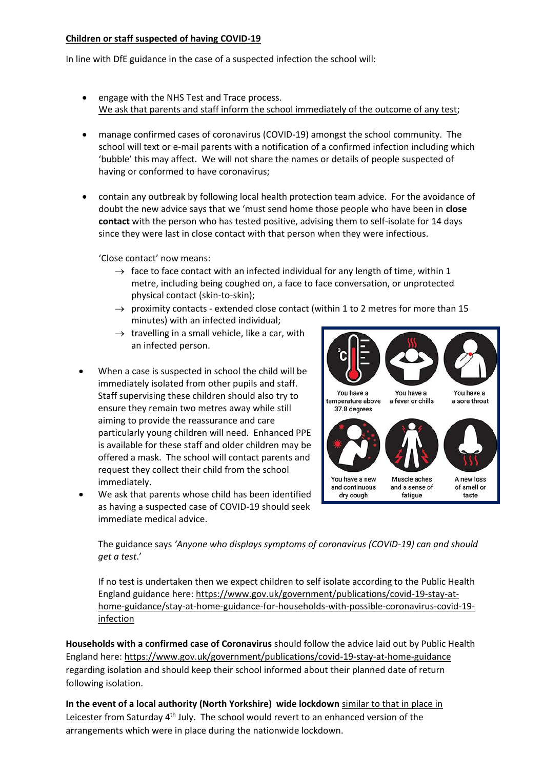**Children or staff suspected of having COVID-19**

In line with DfE guidance in the case of a suspected infection the school will:

- engage with the NHS Test and Trace process.
  We ask that parents and staff inform the school immediately of the outcome of any test;

- manage confirmed cases of coronavirus (COVID-19) amongst the school community. The school will text or e-mail parents with a notification of a confirmed infection including which 'bubble' this may affect. We will not share the names or details of people suspected of having or conformed to have coronavirus;

- contain any outbreak by following local health protection team advice. For the avoidance of doubt the new advice says that we 'must send home those people who have been in **close contact** with the person who has tested positive, advising them to self-isolate for 14 days since they were last in close contact with that person when they were infectious.

  'Close contact' now means:
  - → face to face contact with an infected individual for any length of time, within 1 metre, including being coughed on, a face to face conversation, or unprotected physical contact (skin-to-skin);
  - → proximity contacts - extended close contact (within 1 to 2 metres for more than 15 minutes) with an infected individual;
  - → travelling in a small vehicle, like a car, with an infected person.

- When a case is suspected in school the child will be immediately isolated from other pupils and staff. Staff supervising these children should also try to ensure they remain two metres away while still aiming to provide the reassurance and care particularly young children will need. Enhanced PPE is available for these staff and older children may be offered a mask. The school will contact parents and request they collect their child from the school immediately.
- We ask that parents whose child has been identified as having a suspected case of COVID-19 should seek immediate medical advice.

You have a temperature above 37.8 degrees

You have a a fever or chills

You have a a sore throat

You have a new and continuous dry cough

Muscle aches and a sense of fatigue

A new loss of smell or taste

The guidance says *'Anyone who displays symptoms of coronavirus (COVID-19) can and should get a test*.'

If no test is undertaken then we expect children to self isolate according to the Public Health England guidance here: https://www.gov.uk/government/publications/covid-19-stay-at-home-guidance/stay-at-home-guidance-for-households-with-possible-coronavirus-covid-19-infection

**Households with a confirmed case of Coronavirus** should follow the advice laid out by Public Health England here: https://www.gov.uk/government/publications/covid-19-stay-at-home-guidance regarding isolation and should keep their school informed about their planned date of return following isolation.

**In the event of a local authority (North Yorkshire) wide lockdown** similar to that in place in Leicester from Saturday 4th July. The school would revert to an enhanced version of the arrangements which were in place during the nationwide lockdown.